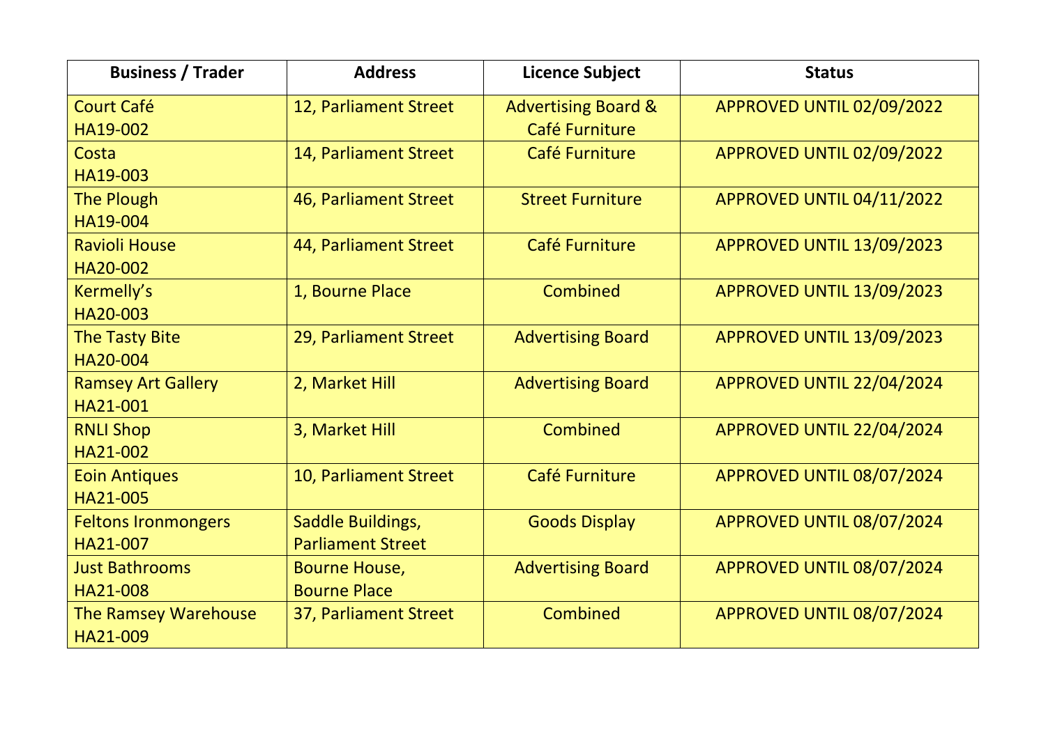| Business / Trader | Address | Licence Subject | Status |
|---|---|---|---|
| Court Café<br>HA19-002 | 12, Parliament Street | Advertising Board & Café Furniture | APPROVED UNTIL 02/09/2022 |
| Costa<br>HA19-003 | 14, Parliament Street | Café Furniture | APPROVED UNTIL 02/09/2022 |
| The Plough<br>HA19-004 | 46, Parliament Street | Street Furniture | APPROVED UNTIL 04/11/2022 |
| Ravioli House<br>HA20-002 | 44, Parliament Street | Café Furniture | APPROVED UNTIL 13/09/2023 |
| Kermelly's<br>HA20-003 | 1, Bourne Place | Combined | APPROVED UNTIL 13/09/2023 |
| The Tasty Bite<br>HA20-004 | 29, Parliament Street | Advertising Board | APPROVED UNTIL 13/09/2023 |
| Ramsey Art Gallery<br>HA21-001 | 2, Market Hill | Advertising Board | APPROVED UNTIL 22/04/2024 |
| RNLI Shop<br>HA21-002 | 3, Market Hill | Combined | APPROVED UNTIL 22/04/2024 |
| Eoin Antiques<br>HA21-005 | 10, Parliament Street | Café Furniture | APPROVED UNTIL 08/07/2024 |
| Feltons Ironmongers<br>HA21-007 | Saddle Buildings, Parliament Street | Goods Display | APPROVED UNTIL 08/07/2024 |
| Just Bathrooms<br>HA21-008 | Bourne House, Bourne Place | Advertising Board | APPROVED UNTIL 08/07/2024 |
| The Ramsey Warehouse<br>HA21-009 | 37, Parliament Street | Combined | APPROVED UNTIL 08/07/2024 |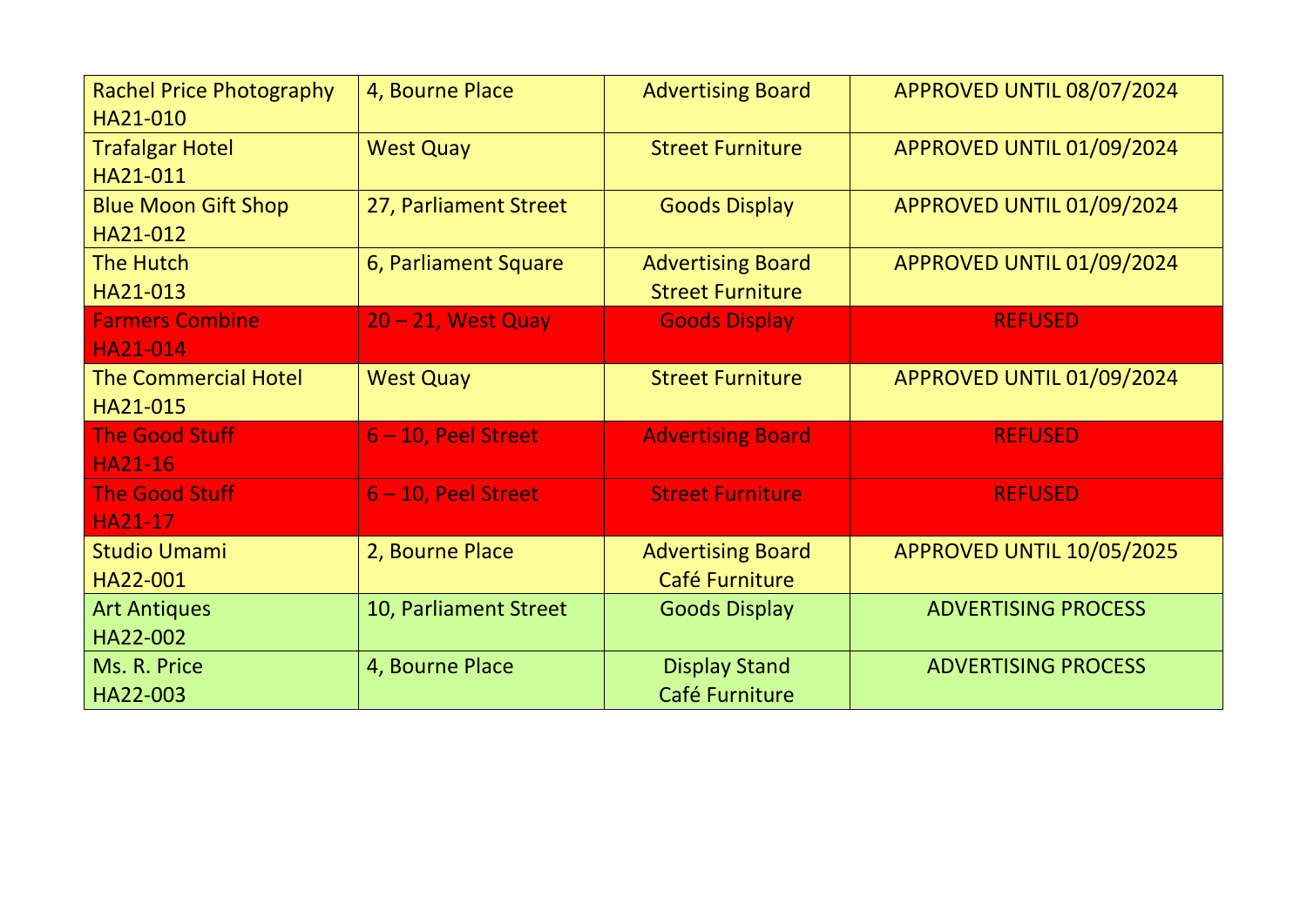| | | | |
|---|---|---|---|
| Rachel Price Photography HA21-010 | 4, Bourne Place | Advertising Board | APPROVED UNTIL 08/07/2024 |
| Trafalgar Hotel HA21-011 | West Quay | Street Furniture | APPROVED UNTIL 01/09/2024 |
| Blue Moon Gift Shop HA21-012 | 27, Parliament Street | Goods Display | APPROVED UNTIL 01/09/2024 |
| The Hutch HA21-013 | 6, Parliament Square | Advertising Board Street Furniture | APPROVED UNTIL 01/09/2024 |
| Farmers Combine HA21-014 | 20 – 21, West Quay | Goods Display | REFUSED |
| The Commercial Hotel HA21-015 | West Quay | Street Furniture | APPROVED UNTIL 01/09/2024 |
| The Good Stuff HA21-16 | 6 – 10, Peel Street | Advertising Board | REFUSED |
| The Good Stuff HA21-17 | 6 – 10, Peel Street | Street Furniture | REFUSED |
| Studio Umami HA22-001 | 2, Bourne Place | Advertising Board Café Furniture | APPROVED UNTIL 10/05/2025 |
| Art Antiques HA22-002 | 10, Parliament Street | Goods Display | ADVERTISING PROCESS |
| Ms. R. Price HA22-003 | 4, Bourne Place | Display Stand Café Furniture | ADVERTISING PROCESS |